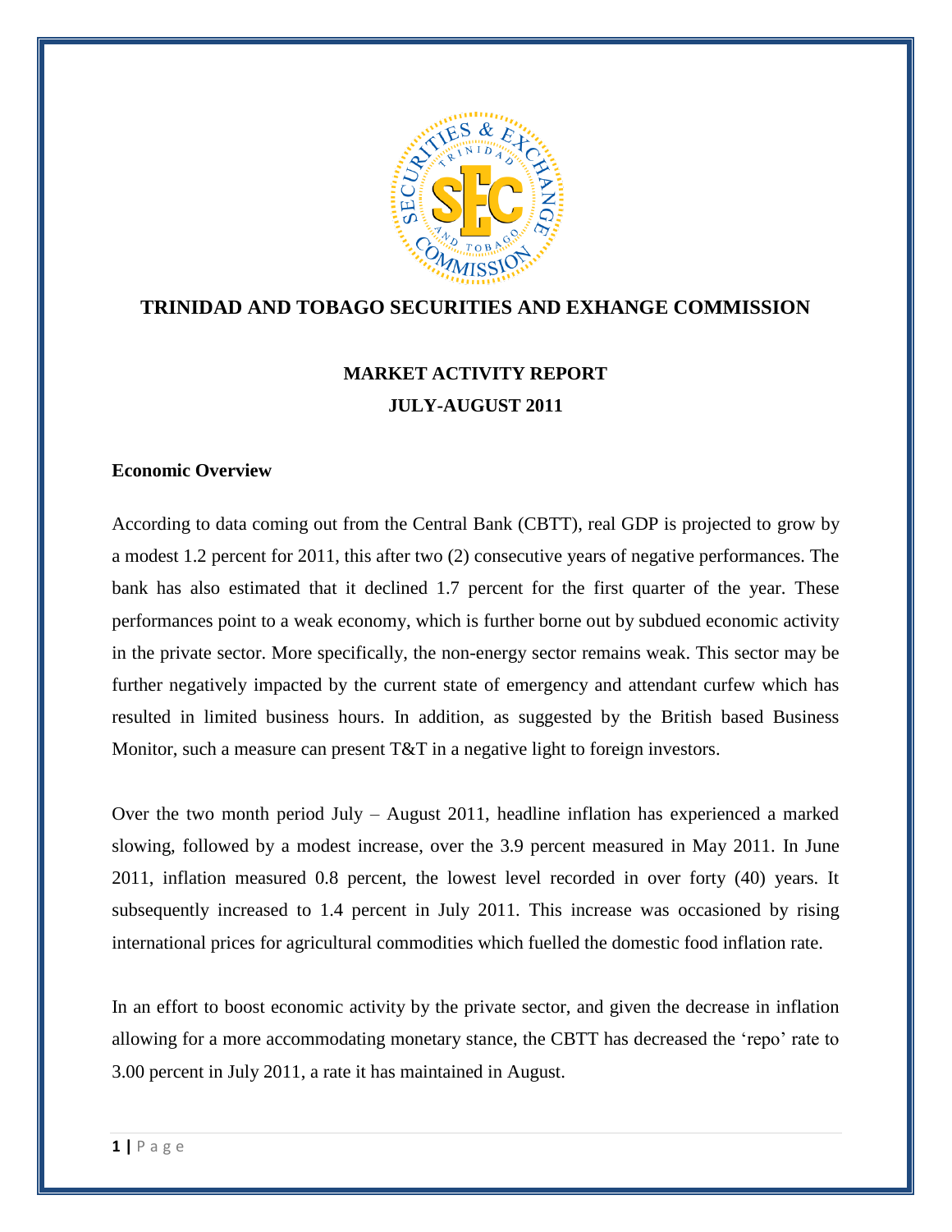# TRINIDAD AND TOBAGO SECURITIES AND EXHANGE COMMISSION

## MARKET ACTIVITY REPORT
## JULY-AUGUST 2011

### Economic Overview

According to data coming out from the Central Bank (CBTT), real GDP is projected to grow by a modest 1.2 percent for 2011, this after two (2) consecutive years of negative performances. The bank has also estimated that it declined 1.7 percent for the first quarter of the year. These performances point to a weak economy, which is further borne out by subdued economic activity in the private sector. More specifically, the non-energy sector remains weak. This sector may be further negatively impacted by the current state of emergency and attendant curfew which has resulted in limited business hours. In addition, as suggested by the British based Business Monitor, such a measure can present T&T in a negative light to foreign investors.

Over the two month period July – August 2011, headline inflation has experienced a marked slowing, followed by a modest increase, over the 3.9 percent measured in May 2011. In June 2011, inflation measured 0.8 percent, the lowest level recorded in over forty (40) years. It subsequently increased to 1.4 percent in July 2011. This increase was occasioned by rising international prices for agricultural commodities which fuelled the domestic food inflation rate.

In an effort to boost economic activity by the private sector, and given the decrease in inflation allowing for a more accommodating monetary stance, the CBTT has decreased the 'repo' rate to 3.00 percent in July 2011, a rate it has maintained in August.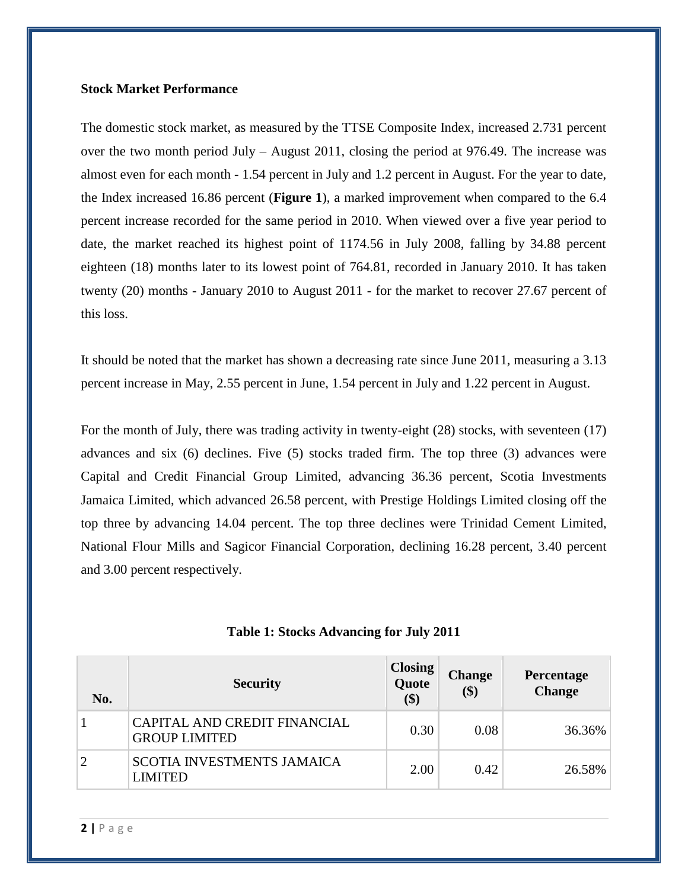**Stock Market Performance**

The domestic stock market, as measured by the TTSE Composite Index, increased 2.731 percent over the two month period July – August 2011, closing the period at 976.49. The increase was almost even for each month - 1.54 percent in July and 1.2 percent in August. For the year to date, the Index increased 16.86 percent (**Figure 1**), a marked improvement when compared to the 6.4 percent increase recorded for the same period in 2010. When viewed over a five year period to date, the market reached its highest point of 1174.56 in July 2008, falling by 34.88 percent eighteen (18) months later to its lowest point of 764.81, recorded in January 2010. It has taken twenty (20) months - January 2010 to August 2011 - for the market to recover 27.67 percent of this loss.

It should be noted that the market has shown a decreasing rate since June 2011, measuring a 3.13 percent increase in May, 2.55 percent in June, 1.54 percent in July and 1.22 percent in August.

For the month of July, there was trading activity in twenty-eight (28) stocks, with seventeen (17) advances and six (6) declines. Five (5) stocks traded firm. The top three (3) advances were Capital and Credit Financial Group Limited, advancing 36.36 percent, Scotia Investments Jamaica Limited, which advanced 26.58 percent, with Prestige Holdings Limited closing off the top three by advancing 14.04 percent. The top three declines were Trinidad Cement Limited, National Flour Mills and Sagicor Financial Corporation, declining 16.28 percent, 3.40 percent and 3.00 percent respectively.

**Table 1: Stocks Advancing for July 2011**

| No. | Security | Closing Quote ($) | Change ($) | Percentage Change |
|---|---|---|---|---|
| 1 | CAPITAL AND CREDIT FINANCIAL GROUP LIMITED | 0.30 | 0.08 | 36.36% |
| 2 | SCOTIA INVESTMENTS JAMAICA LIMITED | 2.00 | 0.42 | 26.58% |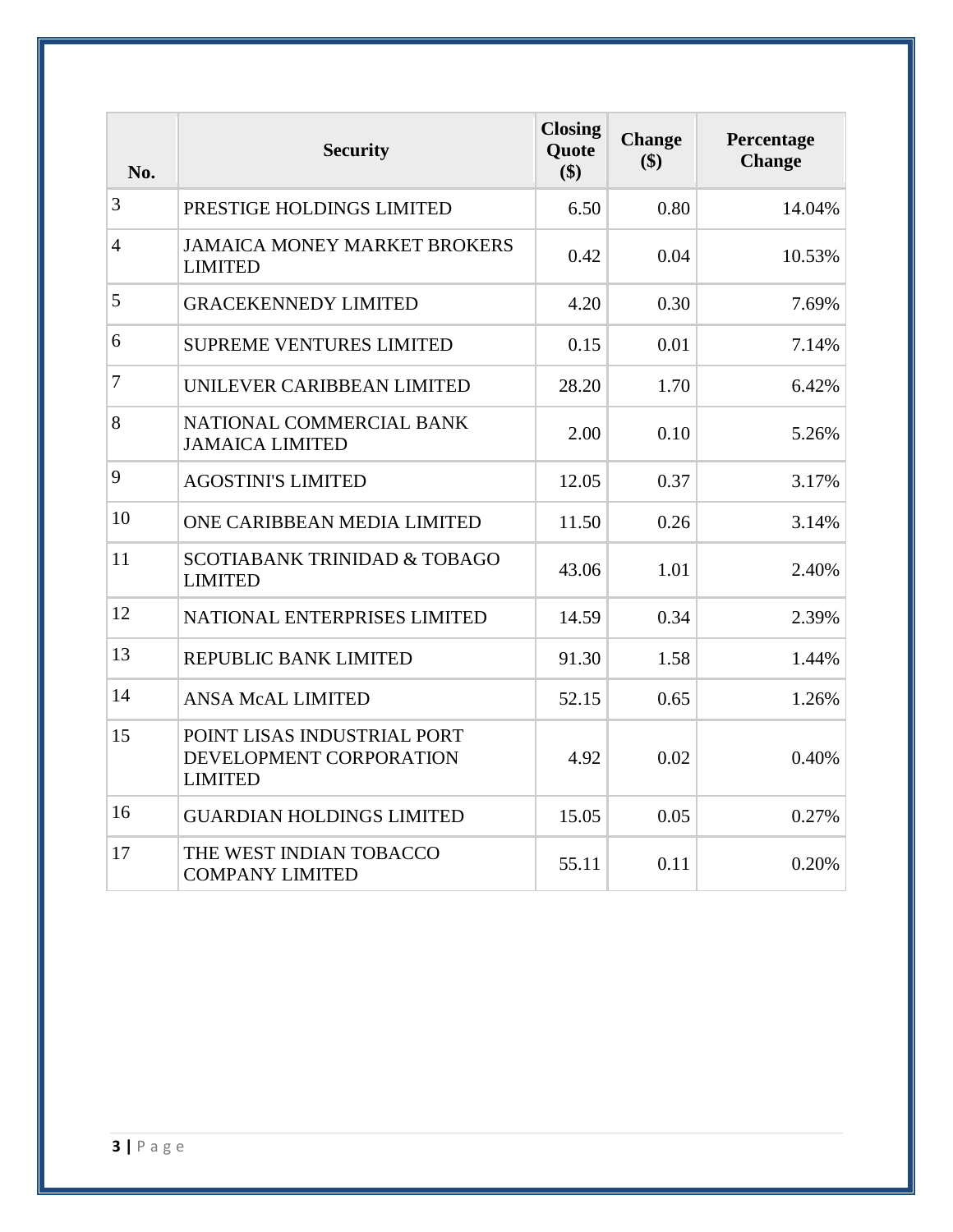| No. | Security | Closing Quote ($) | Change ($) | Percentage Change |
|---|---|---|---|---|
| 3 | PRESTIGE HOLDINGS LIMITED | 6.50 | 0.80 | 14.04% |
| 4 | JAMAICA MONEY MARKET BROKERS LIMITED | 0.42 | 0.04 | 10.53% |
| 5 | GRACEKENNEDY LIMITED | 4.20 | 0.30 | 7.69% |
| 6 | SUPREME VENTURES LIMITED | 0.15 | 0.01 | 7.14% |
| 7 | UNILEVER CARIBBEAN LIMITED | 28.20 | 1.70 | 6.42% |
| 8 | NATIONAL COMMERCIAL BANK JAMAICA LIMITED | 2.00 | 0.10 | 5.26% |
| 9 | AGOSTINI'S LIMITED | 12.05 | 0.37 | 3.17% |
| 10 | ONE CARIBBEAN MEDIA LIMITED | 11.50 | 0.26 | 3.14% |
| 11 | SCOTIABANK TRINIDAD & TOBAGO LIMITED | 43.06 | 1.01 | 2.40% |
| 12 | NATIONAL ENTERPRISES LIMITED | 14.59 | 0.34 | 2.39% |
| 13 | REPUBLIC BANK LIMITED | 91.30 | 1.58 | 1.44% |
| 14 | ANSA McAL LIMITED | 52.15 | 0.65 | 1.26% |
| 15 | POINT LISAS INDUSTRIAL PORT DEVELOPMENT CORPORATION LIMITED | 4.92 | 0.02 | 0.40% |
| 16 | GUARDIAN HOLDINGS LIMITED | 15.05 | 0.05 | 0.27% |
| 17 | THE WEST INDIAN TOBACCO COMPANY LIMITED | 55.11 | 0.11 | 0.20% |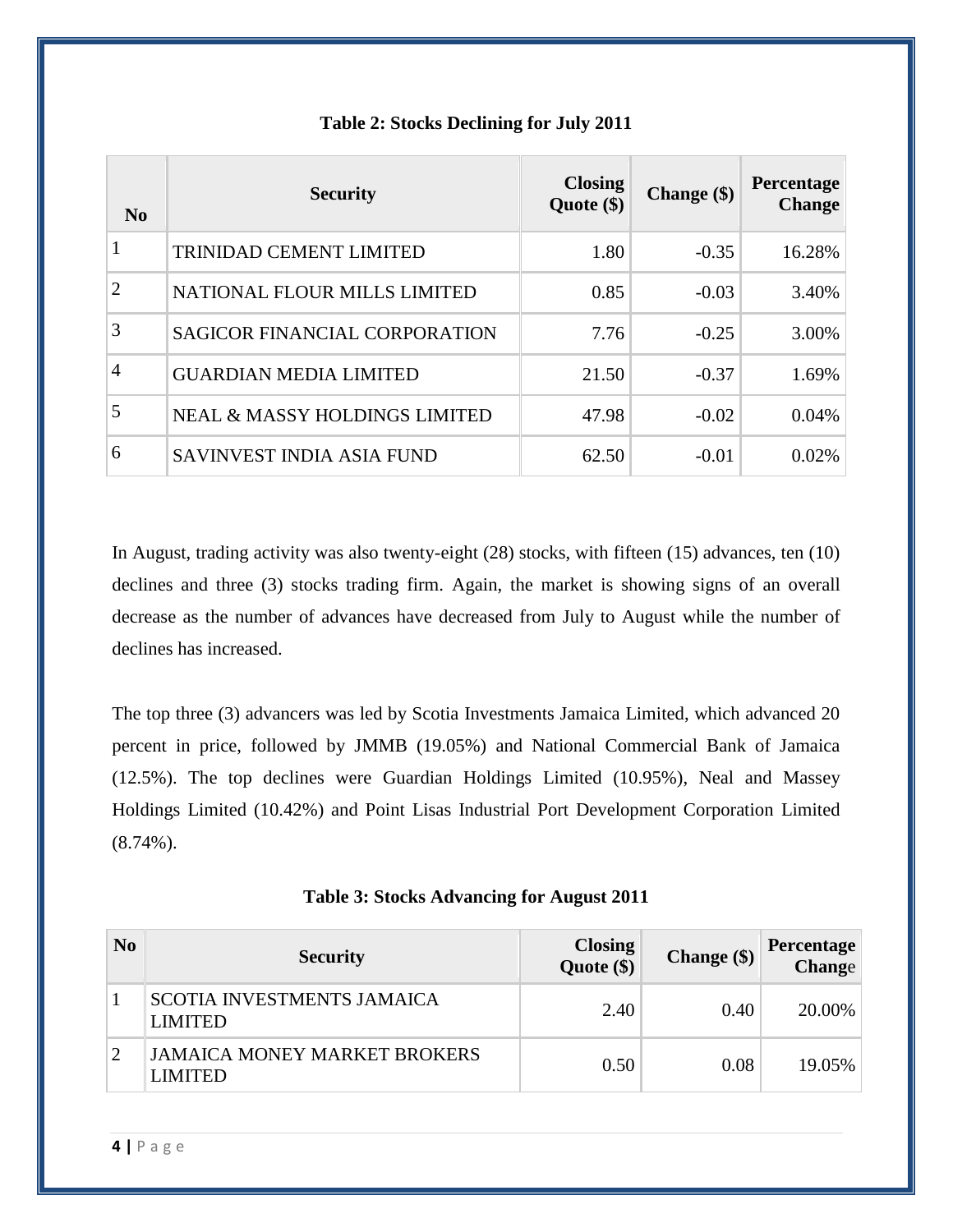**Table 2: Stocks Declining for July 2011**

| No | Security | Closing Quote ($) | Change ($) | Percentage Change |
|---|---|---|---|---|
| 1 | TRINIDAD CEMENT LIMITED | 1.80 | -0.35 | 16.28% |
| 2 | NATIONAL FLOUR MILLS LIMITED | 0.85 | -0.03 | 3.40% |
| 3 | SAGICOR FINANCIAL CORPORATION | 7.76 | -0.25 | 3.00% |
| 4 | GUARDIAN MEDIA LIMITED | 21.50 | -0.37 | 1.69% |
| 5 | NEAL & MASSY HOLDINGS LIMITED | 47.98 | -0.02 | 0.04% |
| 6 | SAVINVEST INDIA ASIA FUND | 62.50 | -0.01 | 0.02% |

In August, trading activity was also twenty-eight (28) stocks, with fifteen (15) advances, ten (10) declines and three (3) stocks trading firm. Again, the market is showing signs of an overall decrease as the number of advances have decreased from July to August while the number of declines has increased.

The top three (3) advancers was led by Scotia Investments Jamaica Limited, which advanced 20 percent in price, followed by JMMB (19.05%) and National Commercial Bank of Jamaica (12.5%). The top declines were Guardian Holdings Limited (10.95%), Neal and Massey Holdings Limited (10.42%) and Point Lisas Industrial Port Development Corporation Limited (8.74%).

**Table 3: Stocks Advancing for August 2011**

| No | Security | Closing Quote ($) | Change ($) | Percentage Change |
|---|---|---|---|---|
| 1 | SCOTIA INVESTMENTS JAMAICA LIMITED | 2.40 | 0.40 | 20.00% |
| 2 | JAMAICA MONEY MARKET BROKERS LIMITED | 0.50 | 0.08 | 19.05% |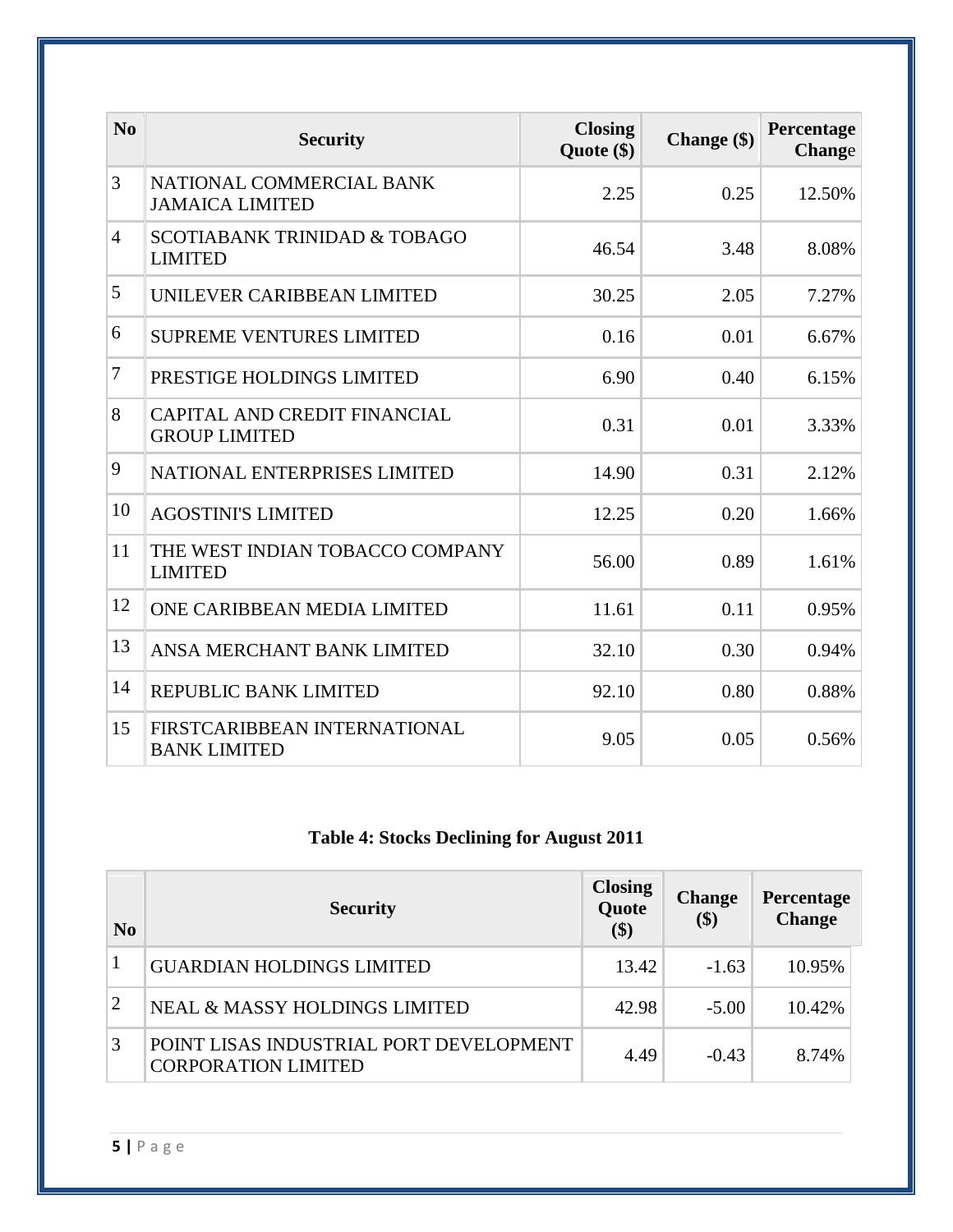| No | Security | Closing Quote ($) | Change ($) | Percentage Change |
|---|---|---|---|---|
| 3 | NATIONAL COMMERCIAL BANK JAMAICA LIMITED | 2.25 | 0.25 | 12.50% |
| 4 | SCOTIABANK TRINIDAD & TOBAGO LIMITED | 46.54 | 3.48 | 8.08% |
| 5 | UNILEVER CARIBBEAN LIMITED | 30.25 | 2.05 | 7.27% |
| 6 | SUPREME VENTURES LIMITED | 0.16 | 0.01 | 6.67% |
| 7 | PRESTIGE HOLDINGS LIMITED | 6.90 | 0.40 | 6.15% |
| 8 | CAPITAL AND CREDIT FINANCIAL GROUP LIMITED | 0.31 | 0.01 | 3.33% |
| 9 | NATIONAL ENTERPRISES LIMITED | 14.90 | 0.31 | 2.12% |
| 10 | AGOSTINI'S LIMITED | 12.25 | 0.20 | 1.66% |
| 11 | THE WEST INDIAN TOBACCO COMPANY LIMITED | 56.00 | 0.89 | 1.61% |
| 12 | ONE CARIBBEAN MEDIA LIMITED | 11.61 | 0.11 | 0.95% |
| 13 | ANSA MERCHANT BANK LIMITED | 32.10 | 0.30 | 0.94% |
| 14 | REPUBLIC BANK LIMITED | 92.10 | 0.80 | 0.88% |
| 15 | FIRSTCARIBBEAN INTERNATIONAL BANK LIMITED | 9.05 | 0.05 | 0.56% |

**Table 4: Stocks Declining for August 2011**

| No | Security | Closing Quote ($) | Change ($) | Percentage Change |
|---|---|---|---|---|
| 1 | GUARDIAN HOLDINGS LIMITED | 13.42 | -1.63 | 10.95% |
| 2 | NEAL & MASSY HOLDINGS LIMITED | 42.98 | -5.00 | 10.42% |
| 3 | POINT LISAS INDUSTRIAL PORT DEVELOPMENT CORPORATION LIMITED | 4.49 | -0.43 | 8.74% |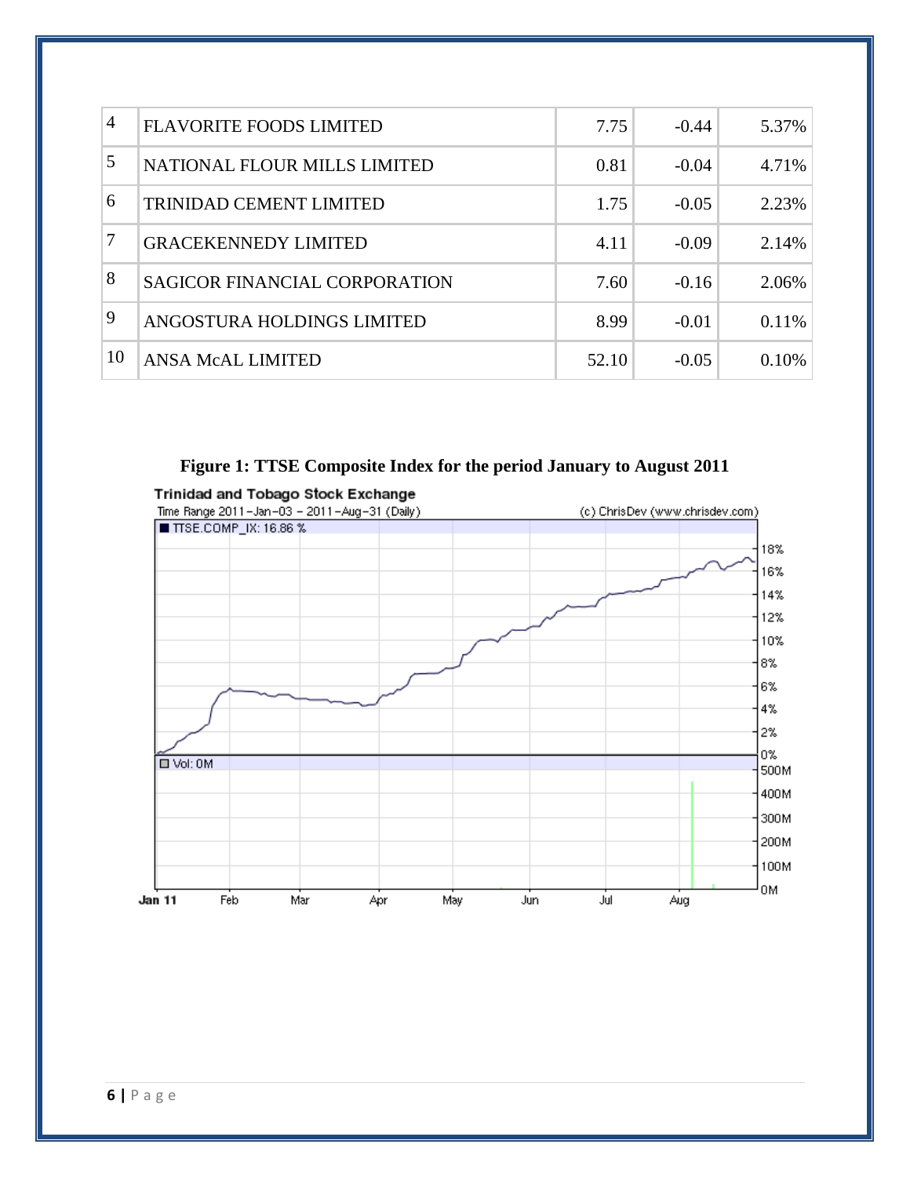| 4 | FLAVORITE FOODS LIMITED | 7.75 | -0.44 | 5.37% |
|---|---|---|---|---|
| 5 | NATIONAL FLOUR MILLS LIMITED | 0.81 | -0.04 | 4.71% |
| 6 | TRINIDAD CEMENT LIMITED | 1.75 | -0.05 | 2.23% |
| 7 | GRACEKENNEDY LIMITED | 4.11 | -0.09 | 2.14% |
| 8 | SAGICOR FINANCIAL CORPORATION | 7.60 | -0.16 | 2.06% |
| 9 | ANGOSTURA HOLDINGS LIMITED | 8.99 | -0.01 | 0.11% |
| 10 | ANSA McAL LIMITED | 52.10 | -0.05 | 0.10% |

**Figure 1: TTSE Composite Index for the period January to August 2011**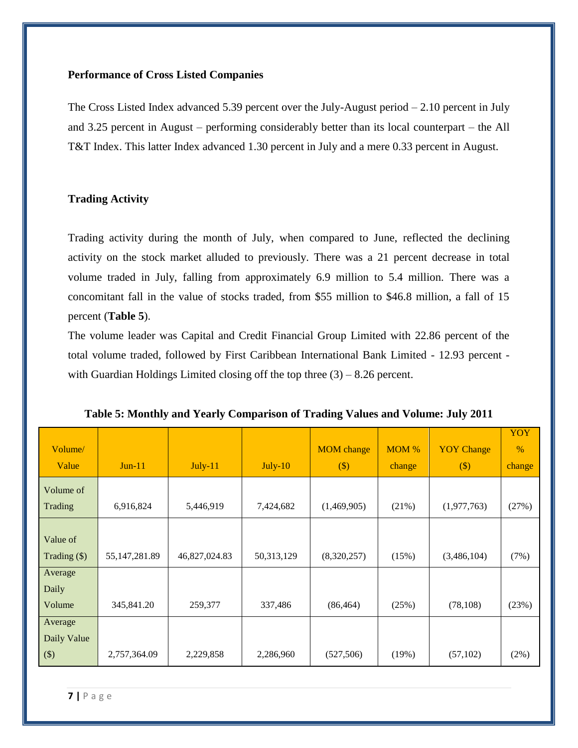### Performance of Cross Listed Companies

The Cross Listed Index advanced 5.39 percent over the July-August period – 2.10 percent in July and 3.25 percent in August – performing considerably better than its local counterpart – the All T&T Index. This latter Index advanced 1.30 percent in July and a mere 0.33 percent in August.

### Trading Activity

Trading activity during the month of July, when compared to June, reflected the declining activity on the stock market alluded to previously. There was a 21 percent decrease in total volume traded in July, falling from approximately 6.9 million to 5.4 million. There was a concomitant fall in the value of stocks traded, from $55 million to $46.8 million, a fall of 15 percent (**Table 5**).

The volume leader was Capital and Credit Financial Group Limited with 22.86 percent of the total volume traded, followed by First Caribbean International Bank Limited - 12.93 percent - with Guardian Holdings Limited closing off the top three (3) – 8.26 percent.

**Table 5: Monthly and Yearly Comparison of Trading Values and Volume: July 2011**

| Volume/ Value | Jun-11 | July-11 | July-10 | MOM change ($) | MOM % change | YOY Change ($) | YOY % change |
|---|---|---|---|---|---|---|---|
| Volume of Trading | 6,916,824 | 5,446,919 | 7,424,682 | (1,469,905) | (21%) | (1,977,763) | (27%) |
| Value of Trading ($) | 55,147,281.89 | 46,827,024.83 | 50,313,129 | (8,320,257) | (15%) | (3,486,104) | (7%) |
| Average Daily Volume | 345,841.20 | 259,377 | 337,486 | (86,464) | (25%) | (78,108) | (23%) |
| Average Daily Value ($) | 2,757,364.09 | 2,229,858 | 2,286,960 | (527,506) | (19%) | (57,102) | (2%) |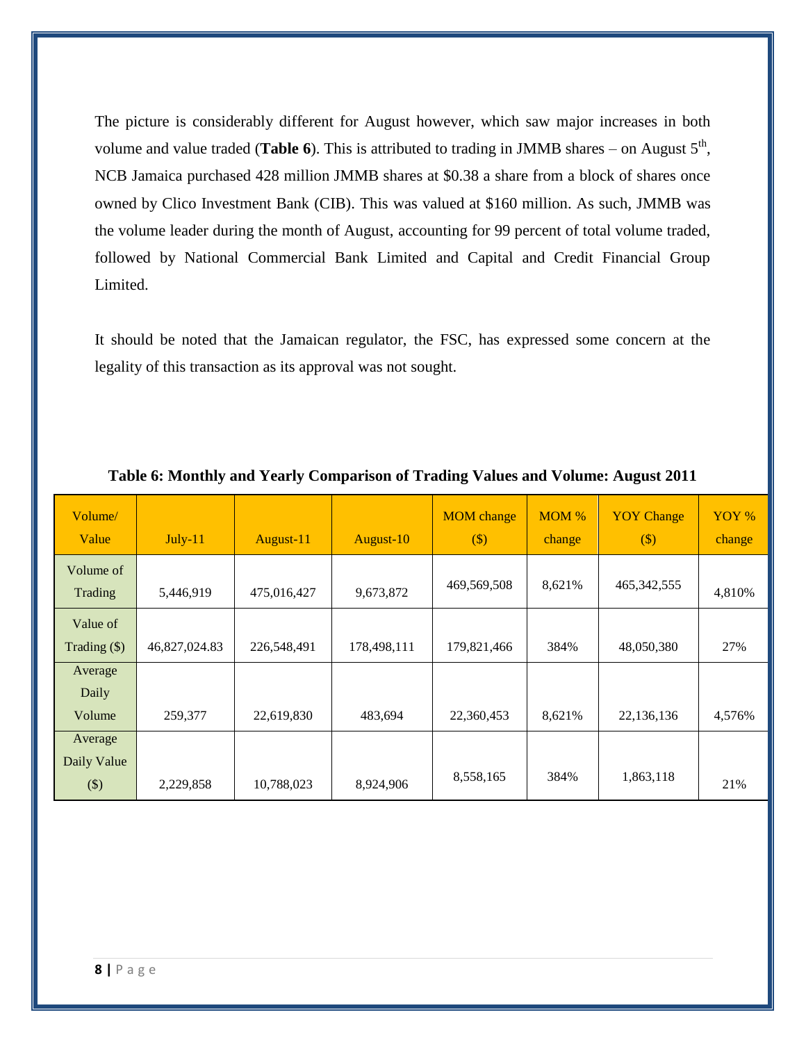The picture is considerably different for August however, which saw major increases in both volume and value traded (**Table 6**). This is attributed to trading in JMMB shares – on August 5th, NCB Jamaica purchased 428 million JMMB shares at $0.38 a share from a block of shares once owned by Clico Investment Bank (CIB). This was valued at $160 million. As such, JMMB was the volume leader during the month of August, accounting for 99 percent of total volume traded, followed by National Commercial Bank Limited and Capital and Credit Financial Group Limited.

It should be noted that the Jamaican regulator, the FSC, has expressed some concern at the legality of this transaction as its approval was not sought.

**Table 6: Monthly and Yearly Comparison of Trading Values and Volume: August 2011**

| Volume/ Value | July-11 | August-11 | August-10 | MOM change ($) | MOM % change | YOY Change ($) | YOY % change |
|---|---|---|---|---|---|---|---|
| Volume of Trading | 5,446,919 | 475,016,427 | 9,673,872 | 469,569,508 | 8,621% | 465,342,555 | 4,810% |
| Value of Trading ($) | 46,827,024.83 | 226,548,491 | 178,498,111 | 179,821,466 | 384% | 48,050,380 | 27% |
| Average Daily Volume | 259,377 | 22,619,830 | 483,694 | 22,360,453 | 8,621% | 22,136,136 | 4,576% |
| Average Daily Value ($) | 2,229,858 | 10,788,023 | 8,924,906 | 8,558,165 | 384% | 1,863,118 | 21% |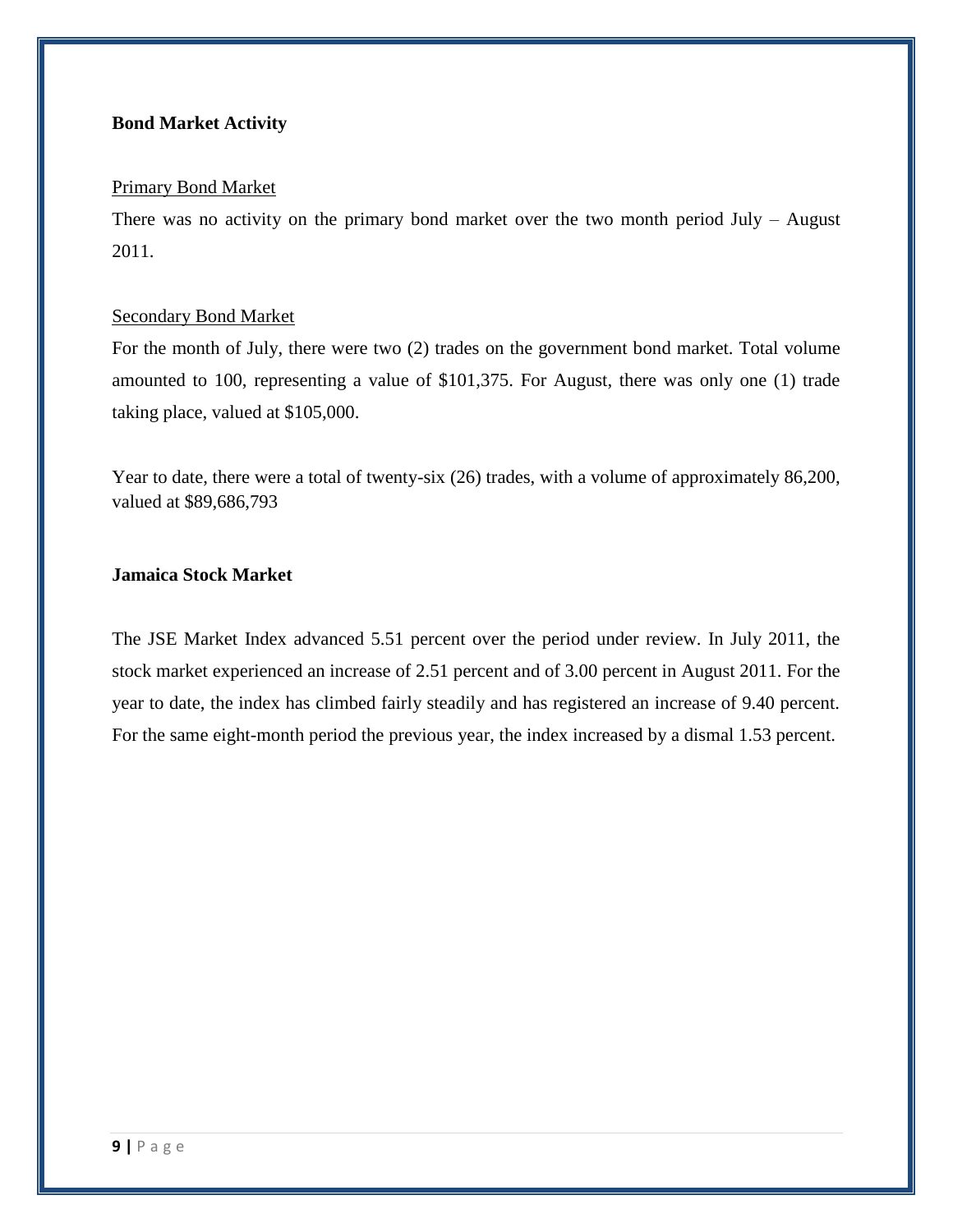**Bond Market Activity**

Primary Bond Market

There was no activity on the primary bond market over the two month period July – August 2011.

Secondary Bond Market

For the month of July, there were two (2) trades on the government bond market. Total volume amounted to 100, representing a value of $101,375. For August, there was only one (1) trade taking place, valued at $105,000.

Year to date, there were a total of twenty-six (26) trades, with a volume of approximately 86,200, valued at $89,686,793

**Jamaica Stock Market**

The JSE Market Index advanced 5.51 percent over the period under review. In July 2011, the stock market experienced an increase of 2.51 percent and of 3.00 percent in August 2011. For the year to date, the index has climbed fairly steadily and has registered an increase of 9.40 percent. For the same eight-month period the previous year, the index increased by a dismal 1.53 percent.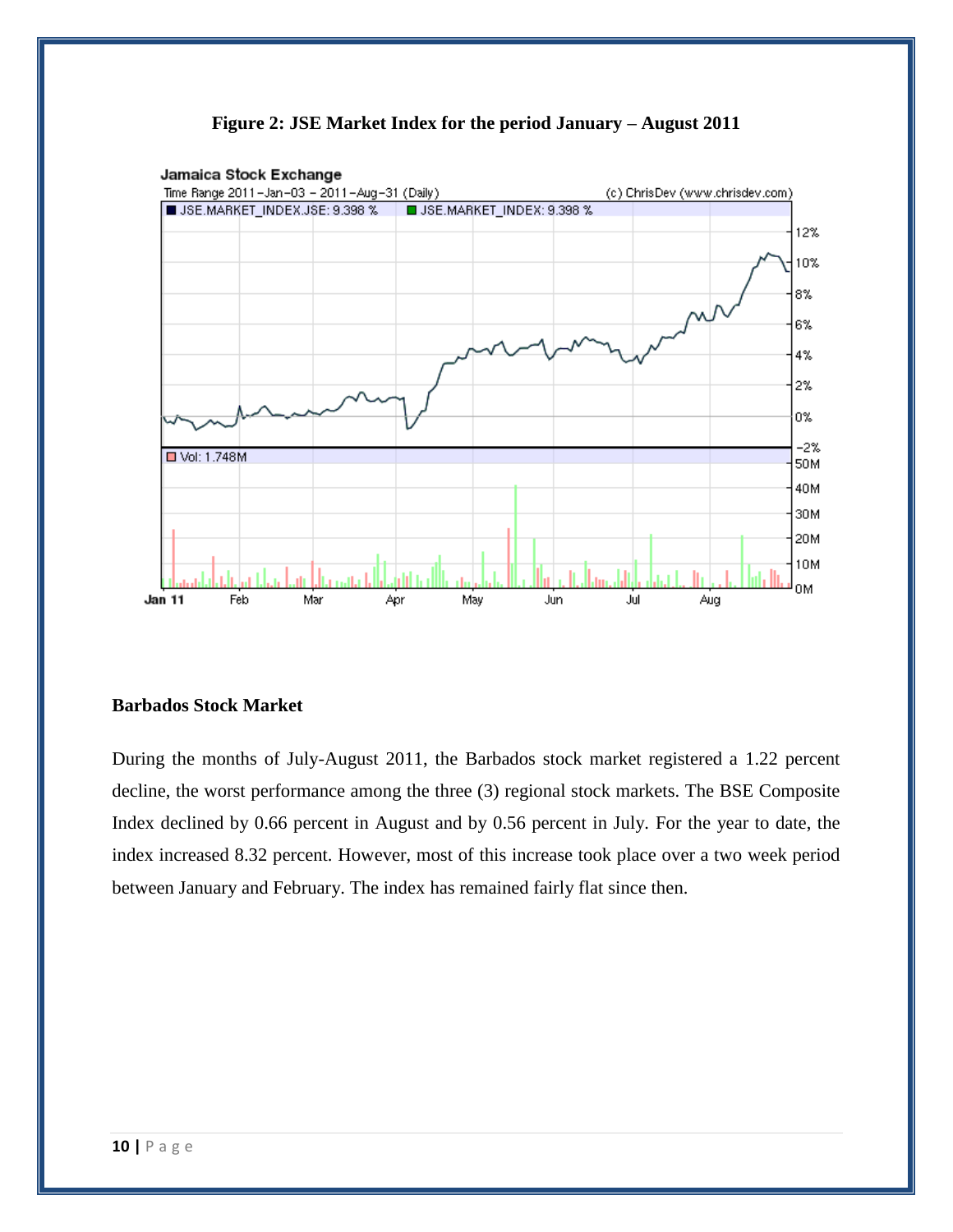**Figure 2: JSE Market Index for the period January – August 2011**

### Barbados Stock Market

During the months of July-August 2011, the Barbados stock market registered a 1.22 percent decline, the worst performance among the three (3) regional stock markets. The BSE Composite Index declined by 0.66 percent in August and by 0.56 percent in July. For the year to date, the index increased 8.32 percent. However, most of this increase took place over a two week period between January and February. The index has remained fairly flat since then.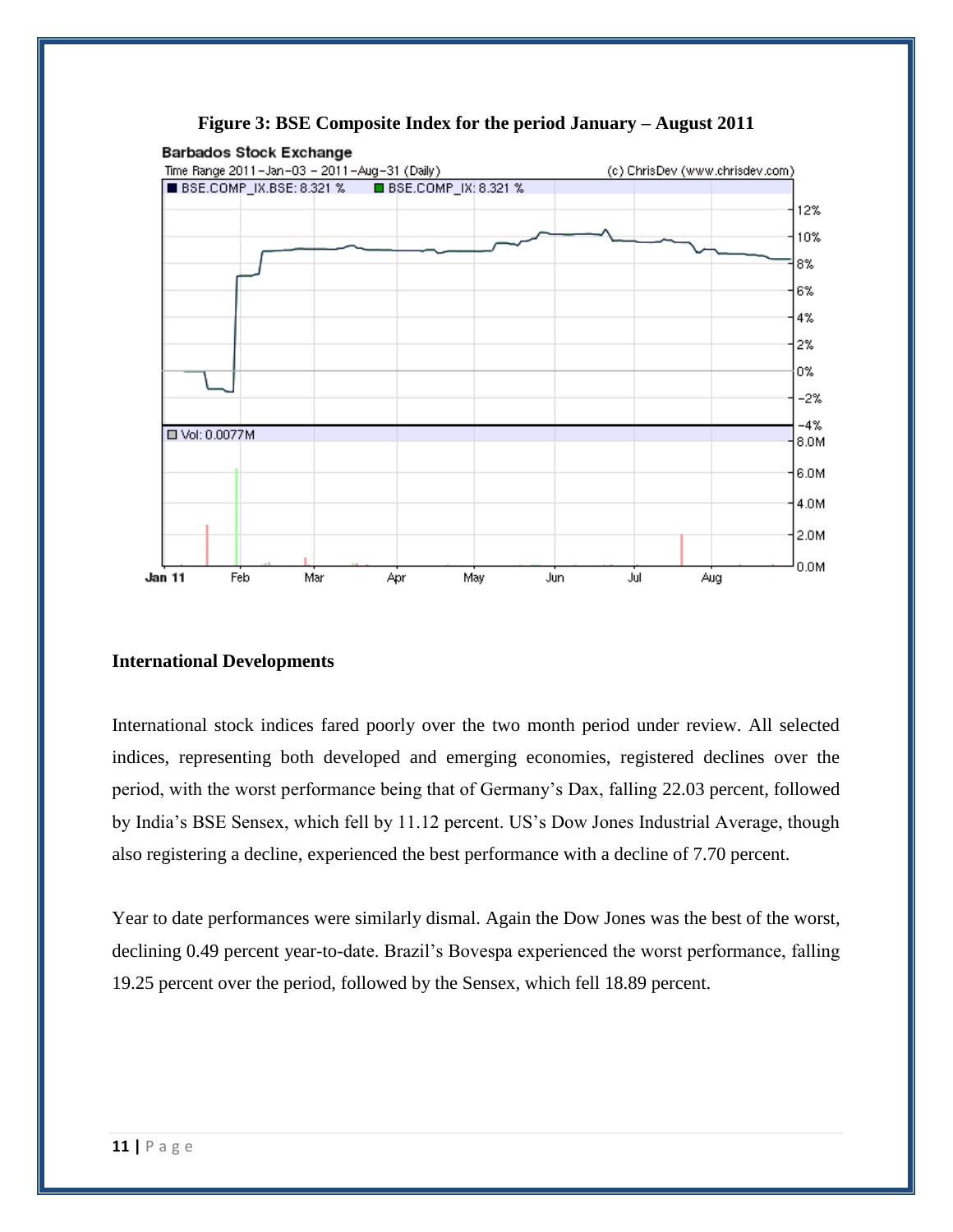**Figure 3: BSE Composite Index for the period January – August 2011**

**International Developments**

International stock indices fared poorly over the two month period under review. All selected indices, representing both developed and emerging economies, registered declines over the period, with the worst performance being that of Germany's Dax, falling 22.03 percent, followed by India's BSE Sensex, which fell by 11.12 percent. US's Dow Jones Industrial Average, though also registering a decline, experienced the best performance with a decline of 7.70 percent.

Year to date performances were similarly dismal. Again the Dow Jones was the best of the worst, declining 0.49 percent year-to-date. Brazil's Bovespa experienced the worst performance, falling 19.25 percent over the period, followed by the Sensex, which fell 18.89 percent.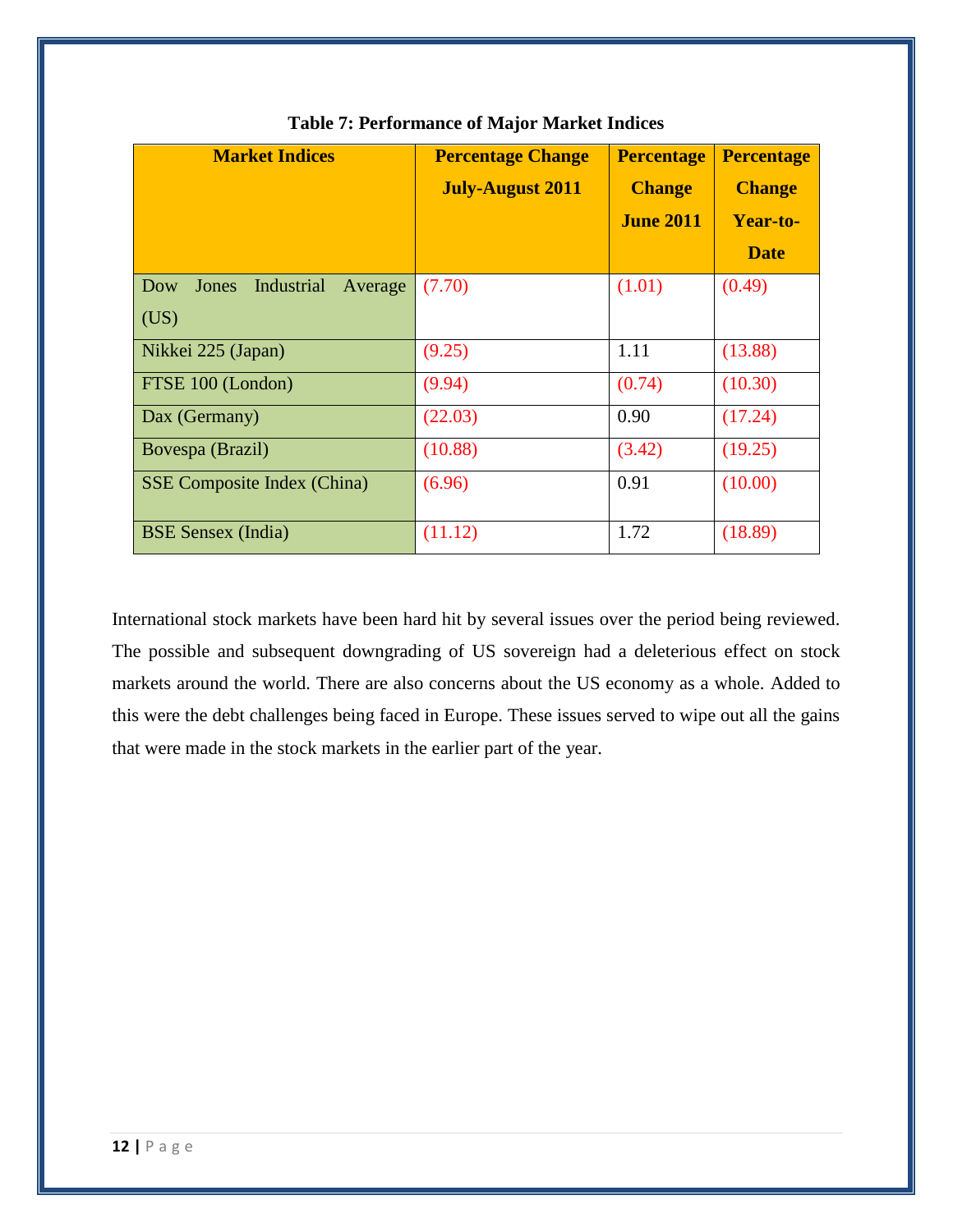**Table 7: Performance of Major Market Indices**

| Market Indices | Percentage Change July-August 2011 | Percentage Change June 2011 | Percentage Change Year-to-Date |
|---|---|---|---|
| Dow Jones Industrial Average (US) | (7.70) | (1.01) | (0.49) |
| Nikkei 225 (Japan) | (9.25) | 1.11 | (13.88) |
| FTSE 100 (London) | (9.94) | (0.74) | (10.30) |
| Dax (Germany) | (22.03) | 0.90 | (17.24) |
| Bovespa (Brazil) | (10.88) | (3.42) | (19.25) |
| SSE Composite Index (China) | (6.96) | 0.91 | (10.00) |
| BSE Sensex (India) | (11.12) | 1.72 | (18.89) |

International stock markets have been hard hit by several issues over the period being reviewed. The possible and subsequent downgrading of US sovereign had a deleterious effect on stock markets around the world. There are also concerns about the US economy as a whole. Added to this were the debt challenges being faced in Europe. These issues served to wipe out all the gains that were made in the stock markets in the earlier part of the year.